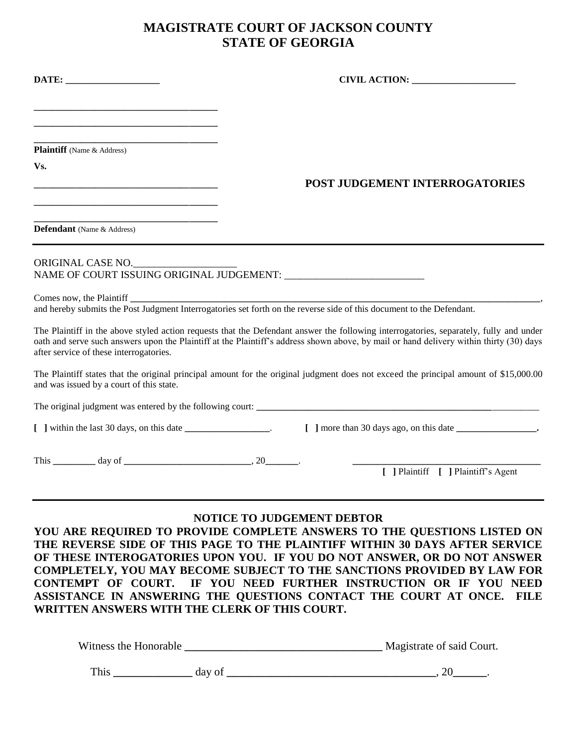# MAGISTRATE COURT OF JACKSON COUNTY
# STATE OF GEORGIA

**DATE: ___________________** **CIVIL ACTION: _____________________**

____________________________________
____________________________________
____________________________________
**Plaintiff** (Name & Address)

**Vs.**

____________________________________
____________________________________
____________________________________
**Defendant** (Name & Address)

## POST JUDGEMENT INTERROGATORIES

---

ORIGINAL CASE NO.____________________
NAME OF COURT ISSUING ORIGINAL JUDGEMENT: ___________________________

Comes now, the Plaintiff ________________________________________________________________________________________,
and hereby submits the Post Judgment Interrogatories set forth on the reverse side of this document to the Defendant.

The Plaintiff in the above styled action requests that the Defendant answer the following interrogatories, separately, fully and under oath and serve such answers upon the Plaintiff at the Plaintiff's address shown above, by mail or hand delivery within thirty (30) days after service of these interrogatories.

The Plaintiff states that the original principal amount for the original judgment does not exceed the principal amount of $15,000.00 and was issued by a court of this state.

The original judgment was entered by the following court: ____________________________________________________________

**[ ]** within the last 30 days, on this date _________________. **[ ]** more than 30 days ago, on this date _________________.

This _________ day of ___________________________, 20_______.

______________________________________
**[ ]** Plaintiff **[ ]** Plaintiff's Agent

---

### NOTICE TO JUDGEMENT DEBTOR

**YOU ARE REQUIRED TO PROVIDE COMPLETE ANSWERS TO THE QUESTIONS LISTED ON THE REVERSE SIDE OF THIS PAGE TO THE PLAINTIFF WITHIN 30 DAYS AFTER SERVICE OF THESE INTEROGATORIES UPON YOU. IF YOU DO NOT ANSWER, OR DO NOT ANSWER COMPLETELY, YOU MAY BECOME SUBJECT TO THE SANCTIONS PROVIDED BY LAW FOR CONTEMPT OF COURT. IF YOU NEED FURTHER INSTRUCTION OR IF YOU NEED ASSISTANCE IN ANSWERING THE QUESTIONS CONTACT THE COURT AT ONCE. FILE WRITTEN ANSWERS WITH THE CLERK OF THIS COURT.**

Witness the Honorable ___________________________________ Magistrate of said Court.

This ______________ day of ____________________________________, 20______.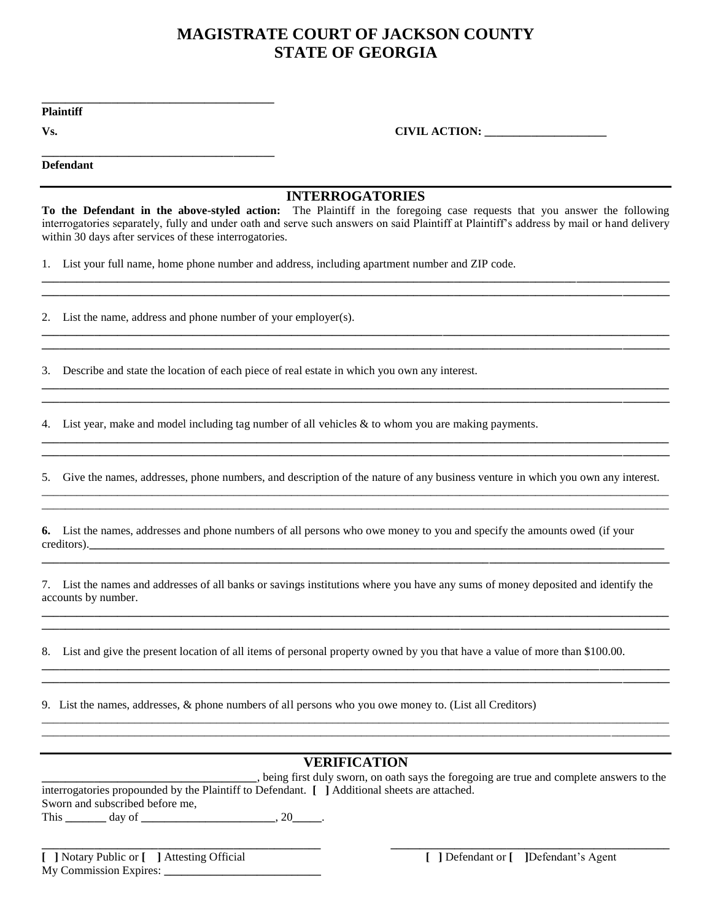# MAGISTRATE COURT OF JACKSON COUNTY
# STATE OF GEORGIA

________________________________________
**Plaintiff**

**Vs.** **CIVIL ACTION: _____________________**

________________________________________
**Defendant**

---

## INTERROGATORIES

**To the Defendant in the above-styled action:** The Plaintiff in the foregoing case requests that you answer the following interrogatories separately, fully and under oath and serve such answers on said Plaintiff at Plaintiff's address by mail or hand delivery within 30 days after services of these interrogatories.

1. List your full name, home phone number and address, including apartment number and ZIP code.

________________________________________________________________________________________________
________________________________________________________________________________________________

2. List the name, address and phone number of your employer(s).

________________________________________________________________________________________________
________________________________________________________________________________________________

3. Describe and state the location of each piece of real estate in which you own any interest.

________________________________________________________________________________________________
________________________________________________________________________________________________

4. List year, make and model including tag number of all vehicles & to whom you are making payments.

________________________________________________________________________________________________
________________________________________________________________________________________________

5. Give the names, addresses, phone numbers, and description of the nature of any business venture in which you own any interest.

________________________________________________________________________________________________
________________________________________________________________________________________________

**6.** List the names, addresses and phone numbers of all persons who owe money to you and specify the amounts owed (if your creditors).________________________________________________________________________________
________________________________________________________________________________________________

7. List the names and addresses of all banks or savings institutions where you have any sums of money deposited and identify the accounts by number.

________________________________________________________________________________________________
________________________________________________________________________________________________

8. List and give the present location of all items of personal property owned by you that have a value of more than $100.00.

________________________________________________________________________________________________
________________________________________________________________________________________________

9. List the names, addresses, & phone numbers of all persons who you owe money to. (List all Creditors)

________________________________________________________________________________________________
________________________________________________________________________________________________

---

## VERIFICATION

____________________________________, being first duly sworn, on oath says the foregoing are true and complete answers to the interrogatories propounded by the Plaintiff to Defendant. **[ ]** Additional sheets are attached.

Sworn and subscribed before me,

This _______ day of _______________________, 20_____.

________________________________________ ________________________________________

**[ ]** Notary Public or **[ ]** Attesting Official **[ ]** Defendant or **[ ]** Defendant's Agent

My Commission Expires: ___________________________